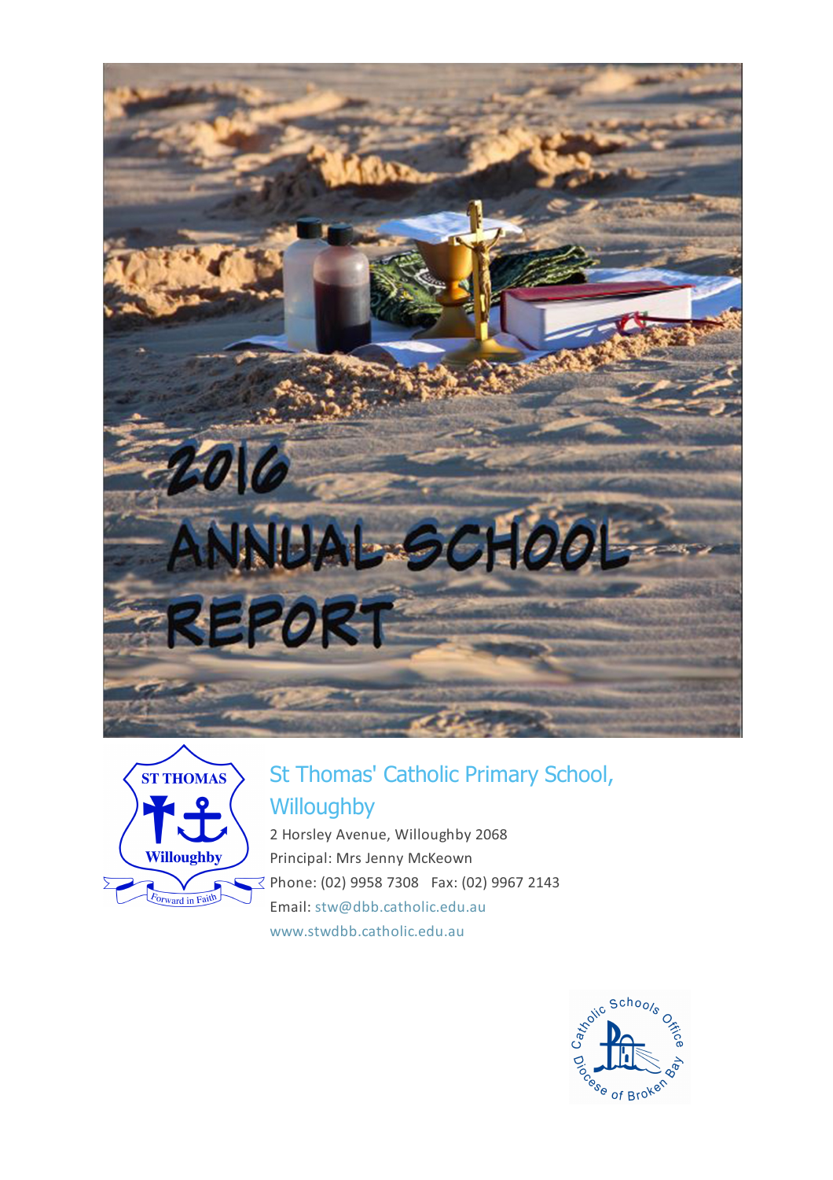# 2016 ANNUAL SCHOOL REPORT

ST THOMAS
Willoughby
Forward in Faith

## St Thomas' Catholic Primary School, Willoughby

2 Horsley Avenue, Willoughby 2068
Principal: Mrs Jenny McKeown
Phone: (02) 9958 7308   Fax: (02) 9967 2143
Email: stw@dbb.catholic.edu.au
www.stwdbb.catholic.edu.au

Catholic Schools Office
Diocese of Broken Bay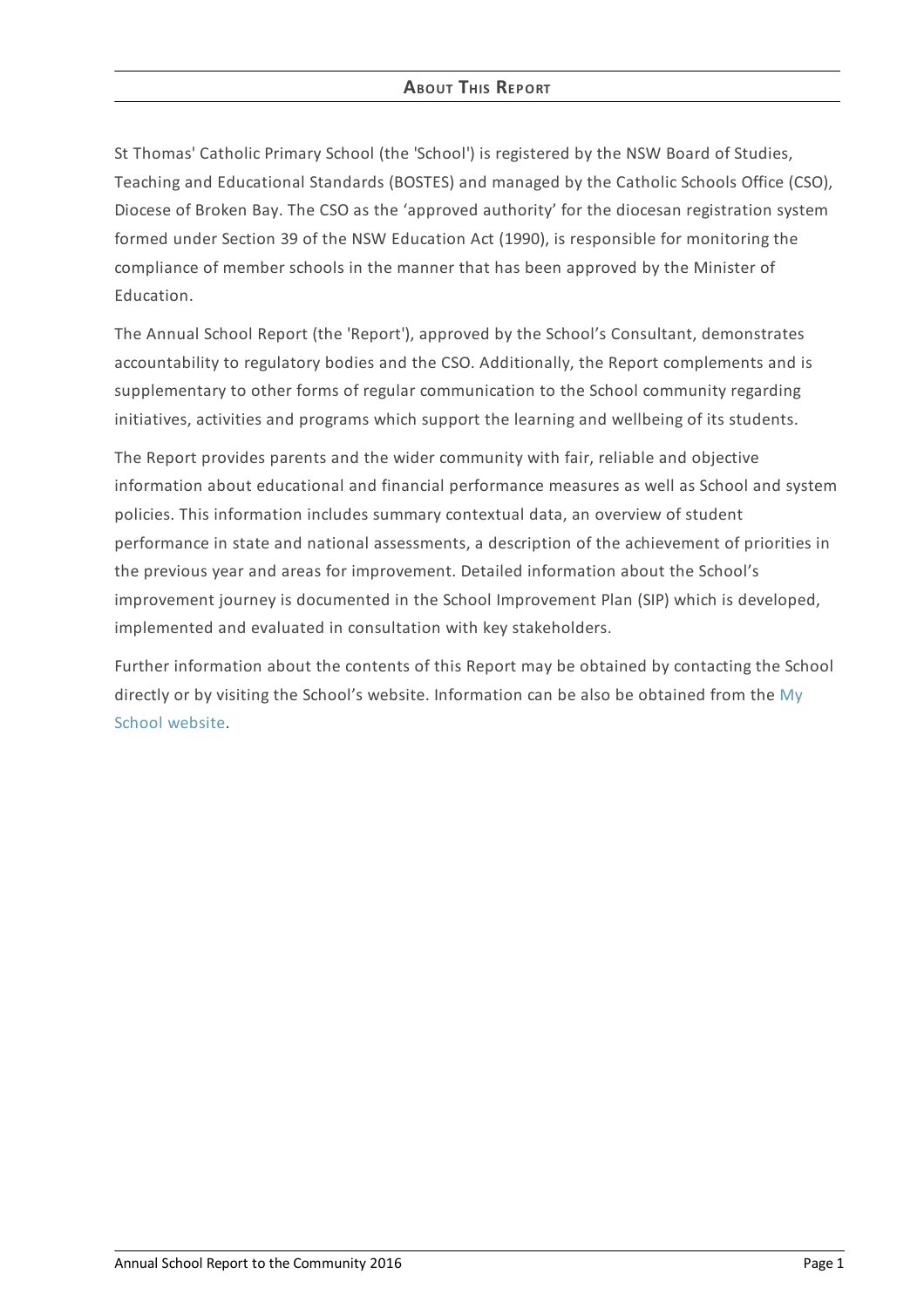## About This Report

St Thomas' Catholic Primary School (the 'School') is registered by the NSW Board of Studies, Teaching and Educational Standards (BOSTES) and managed by the Catholic Schools Office (CSO), Diocese of Broken Bay. The CSO as the 'approved authority' for the diocesan registration system formed under Section 39 of the NSW Education Act (1990), is responsible for monitoring the compliance of member schools in the manner that has been approved by the Minister of Education.

The Annual School Report (the 'Report'), approved by the School's Consultant, demonstrates accountability to regulatory bodies and the CSO. Additionally, the Report complements and is supplementary to other forms of regular communication to the School community regarding initiatives, activities and programs which support the learning and wellbeing of its students.

The Report provides parents and the wider community with fair, reliable and objective information about educational and financial performance measures as well as School and system policies. This information includes summary contextual data, an overview of student performance in state and national assessments, a description of the achievement of priorities in the previous year and areas for improvement. Detailed information about the School's improvement journey is documented in the School Improvement Plan (SIP) which is developed, implemented and evaluated in consultation with key stakeholders.

Further information about the contents of this Report may be obtained by contacting the School directly or by visiting the School's website. Information can be also be obtained from the My School website.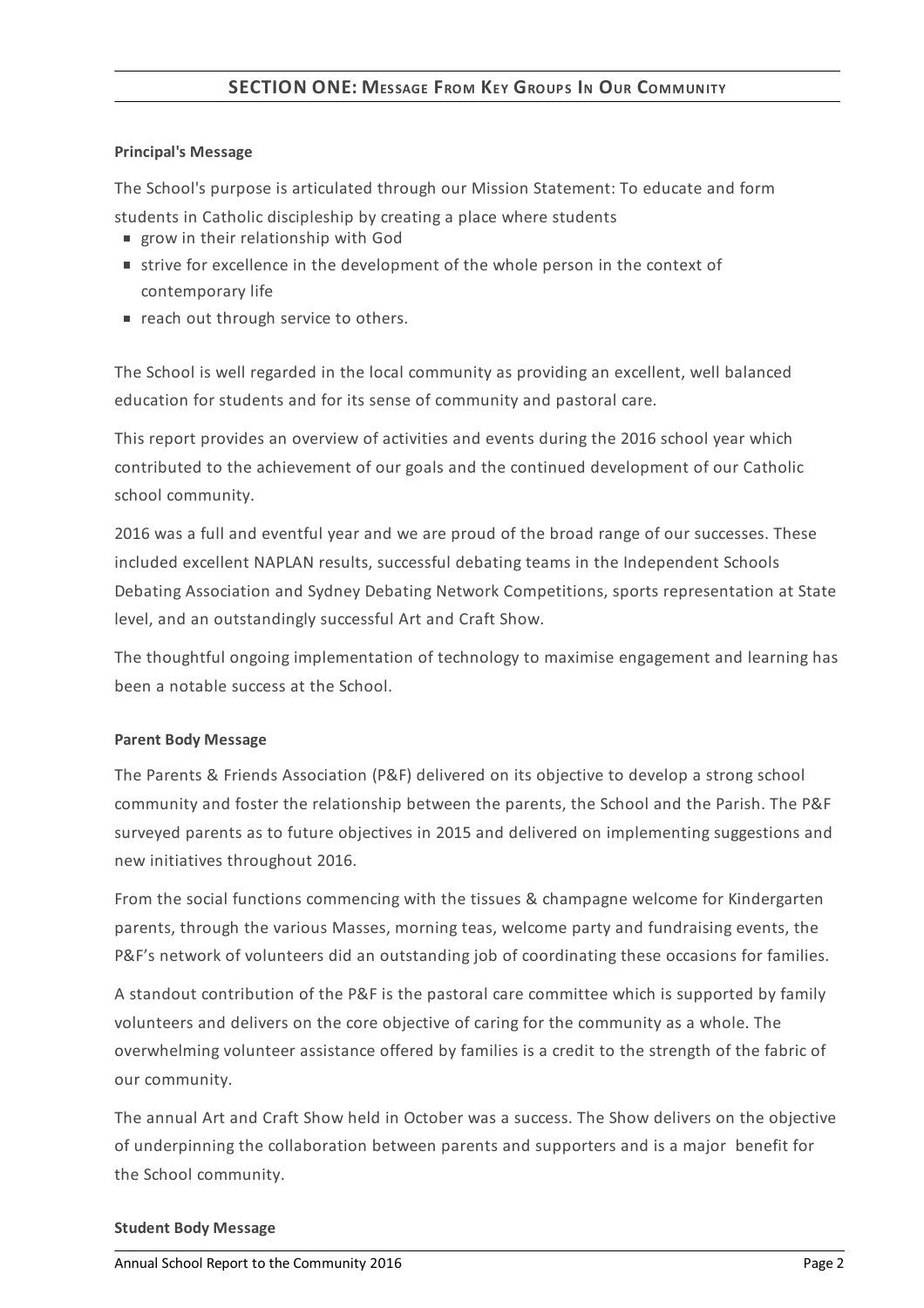## SECTION ONE: MESSAGE FROM KEY GROUPS IN OUR COMMUNITY

**Principal's Message**

The School's purpose is articulated through our Mission Statement: To educate and form students in Catholic discipleship by creating a place where students

- grow in their relationship with God
- strive for excellence in the development of the whole person in the context of contemporary life
- reach out through service to others.

The School is well regarded in the local community as providing an excellent, well balanced education for students and for its sense of community and pastoral care.

This report provides an overview of activities and events during the 2016 school year which contributed to the achievement of our goals and the continued development of our Catholic school community.

2016 was a full and eventful year and we are proud of the broad range of our successes. These included excellent NAPLAN results, successful debating teams in the Independent Schools Debating Association and Sydney Debating Network Competitions, sports representation at State level, and an outstandingly successful Art and Craft Show.

The thoughtful ongoing implementation of technology to maximise engagement and learning has been a notable success at the School.

**Parent Body Message**

The Parents & Friends Association (P&F) delivered on its objective to develop a strong school community and foster the relationship between the parents, the School and the Parish. The P&F surveyed parents as to future objectives in 2015 and delivered on implementing suggestions and new initiatives throughout 2016.

From the social functions commencing with the tissues & champagne welcome for Kindergarten parents, through the various Masses, morning teas, welcome party and fundraising events, the P&F's network of volunteers did an outstanding job of coordinating these occasions for families.

A standout contribution of the P&F is the pastoral care committee which is supported by family volunteers and delivers on the core objective of caring for the community as a whole. The overwhelming volunteer assistance offered by families is a credit to the strength of the fabric of our community.

The annual Art and Craft Show held in October was a success. The Show delivers on the objective of underpinning the collaboration between parents and supporters and is a major benefit for the School community.

**Student Body Message**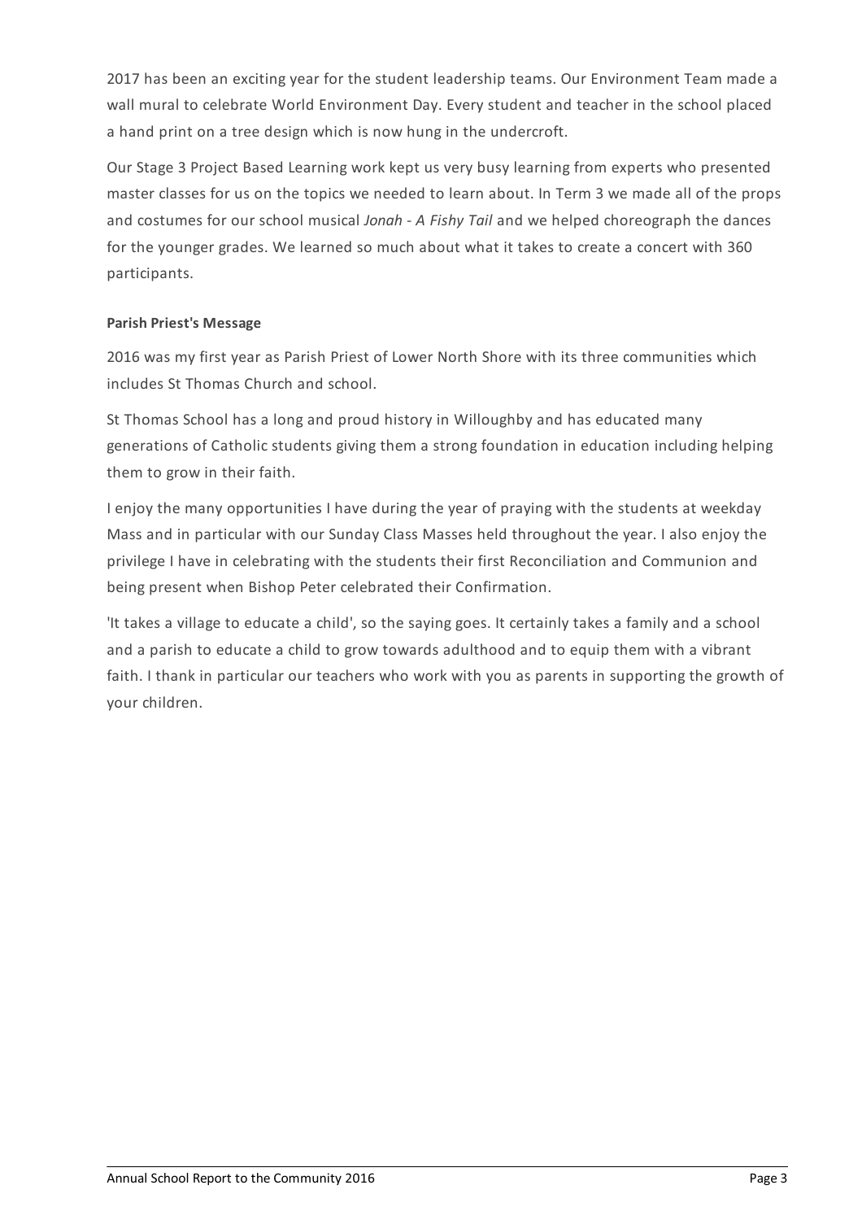2017 has been an exciting year for the student leadership teams. Our Environment Team made a wall mural to celebrate World Environment Day. Every student and teacher in the school placed a hand print on a tree design which is now hung in the undercroft.

Our Stage 3 Project Based Learning work kept us very busy learning from experts who presented master classes for us on the topics we needed to learn about. In Term 3 we made all of the props and costumes for our school musical *Jonah - A Fishy Tail* and we helped choreograph the dances for the younger grades. We learned so much about what it takes to create a concert with 360 participants.

**Parish Priest's Message**

2016 was my first year as Parish Priest of Lower North Shore with its three communities which includes St Thomas Church and school.

St Thomas School has a long and proud history in Willoughby and has educated many generations of Catholic students giving them a strong foundation in education including helping them to grow in their faith.

I enjoy the many opportunities I have during the year of praying with the students at weekday Mass and in particular with our Sunday Class Masses held throughout the year. I also enjoy the privilege I have in celebrating with the students their first Reconciliation and Communion and being present when Bishop Peter celebrated their Confirmation.

'It takes a village to educate a child', so the saying goes. It certainly takes a family and a school and a parish to educate a child to grow towards adulthood and to equip them with a vibrant faith. I thank in particular our teachers who work with you as parents in supporting the growth of your children.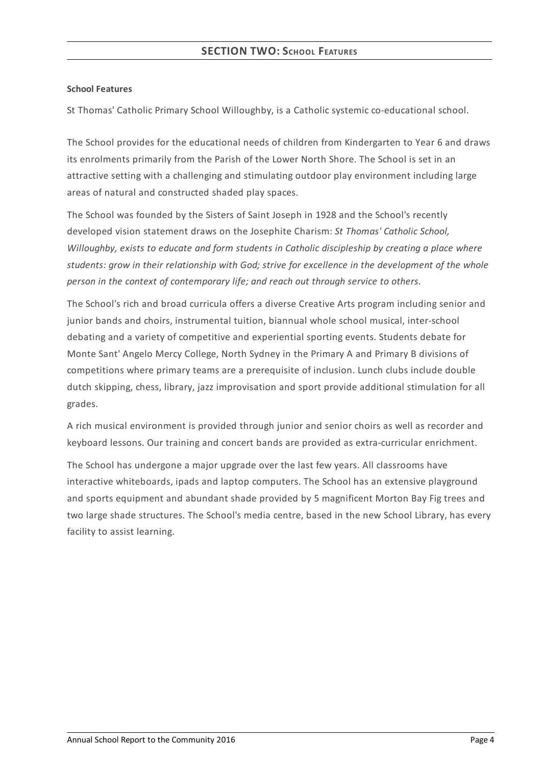## SECTION TWO: School Features

**School Features**

St Thomas' Catholic Primary School Willoughby, is a Catholic systemic co-educational school.

The School provides for the educational needs of children from Kindergarten to Year 6 and draws its enrolments primarily from the Parish of the Lower North Shore. The School is set in an attractive setting with a challenging and stimulating outdoor play environment including large areas of natural and constructed shaded play spaces.

The School was founded by the Sisters of Saint Joseph in 1928 and the School's recently developed vision statement draws on the Josephite Charism: *St Thomas' Catholic School, Willoughby, exists to educate and form students in Catholic discipleship by creating a place where students: grow in their relationship with God; strive for excellence in the development of the whole person in the context of contemporary life; and reach out through service to others.*

The School's rich and broad curricula offers a diverse Creative Arts program including senior and junior bands and choirs, instrumental tuition, biannual whole school musical, inter-school debating and a variety of competitive and experiential sporting events. Students debate for Monte Sant' Angelo Mercy College, North Sydney in the Primary A and Primary B divisions of competitions where primary teams are a prerequisite of inclusion. Lunch clubs include double dutch skipping, chess, library, jazz improvisation and sport provide additional stimulation for all grades.

A rich musical environment is provided through junior and senior choirs as well as recorder and keyboard lessons. Our training and concert bands are provided as extra-curricular enrichment.

The School has undergone a major upgrade over the last few years. All classrooms have interactive whiteboards, ipads and laptop computers. The School has an extensive playground and sports equipment and abundant shade provided by 5 magnificent Morton Bay Fig trees and two large shade structures. The School's media centre, based in the new School Library, has every facility to assist learning.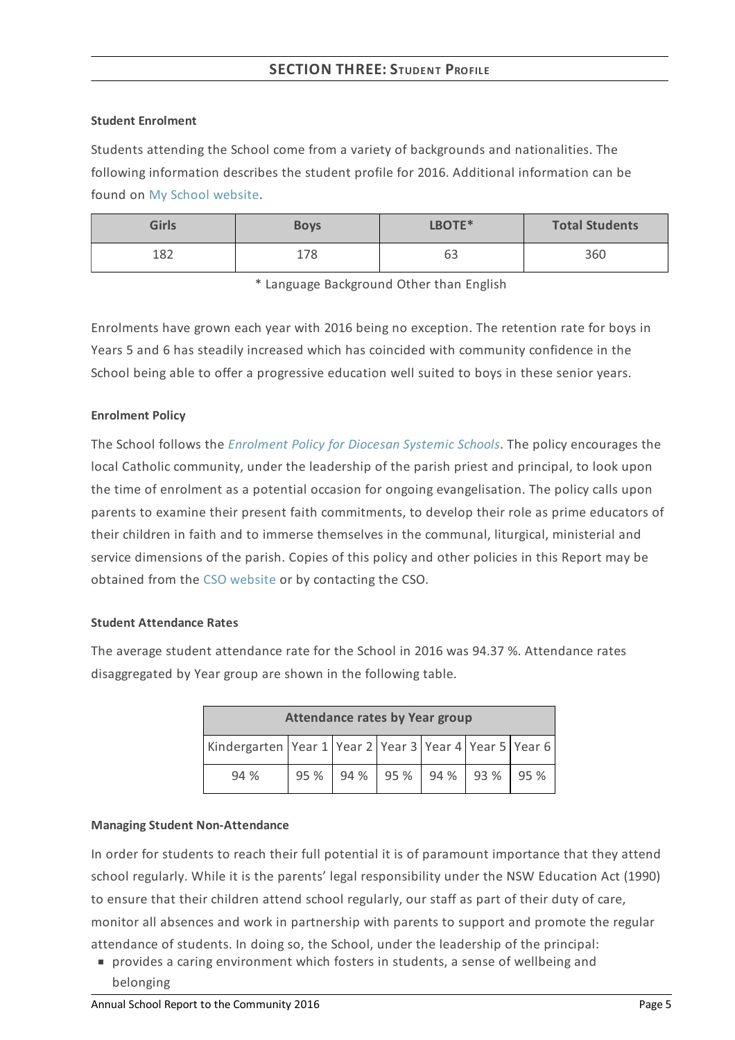## SECTION THREE: STUDENT PROFILE

**Student Enrolment**

Students attending the School come from a variety of backgrounds and nationalities. The following information describes the student profile for 2016. Additional information can be found on My School website.

| Girls | Boys | LBOTE* | Total Students |
|---|---|---|---|
| 182 | 178 | 63 | 360 |

\* Language Background Other than English

Enrolments have grown each year with 2016 being no exception. The retention rate for boys in Years 5 and 6 has steadily increased which has coincided with community confidence in the School being able to offer a progressive education well suited to boys in these senior years.

**Enrolment Policy**

The School follows the *Enrolment Policy for Diocesan Systemic Schools*. The policy encourages the local Catholic community, under the leadership of the parish priest and principal, to look upon the time of enrolment as a potential occasion for ongoing evangelisation. The policy calls upon parents to examine their present faith commitments, to develop their role as prime educators of their children in faith and to immerse themselves in the communal, liturgical, ministerial and service dimensions of the parish. Copies of this policy and other policies in this Report may be obtained from the CSO website or by contacting the CSO.

**Student Attendance Rates**

The average student attendance rate for the School in 2016 was 94.37 %. Attendance rates disaggregated by Year group are shown in the following table.

| Attendance rates by Year group | | | | | | |
|---|---|---|---|---|---|---|
| Kindergarten | Year 1 | Year 2 | Year 3 | Year 4 | Year 5 | Year 6 |
| 94 % | 95 % | 94 % | 95 % | 94 % | 93 % | 95 % |

**Managing Student Non-Attendance**

In order for students to reach their full potential it is of paramount importance that they attend school regularly. While it is the parents' legal responsibility under the NSW Education Act (1990) to ensure that their children attend school regularly, our staff as part of their duty of care, monitor all absences and work in partnership with parents to support and promote the regular attendance of students. In doing so, the School, under the leadership of the principal:

- provides a caring environment which fosters in students, a sense of wellbeing and belonging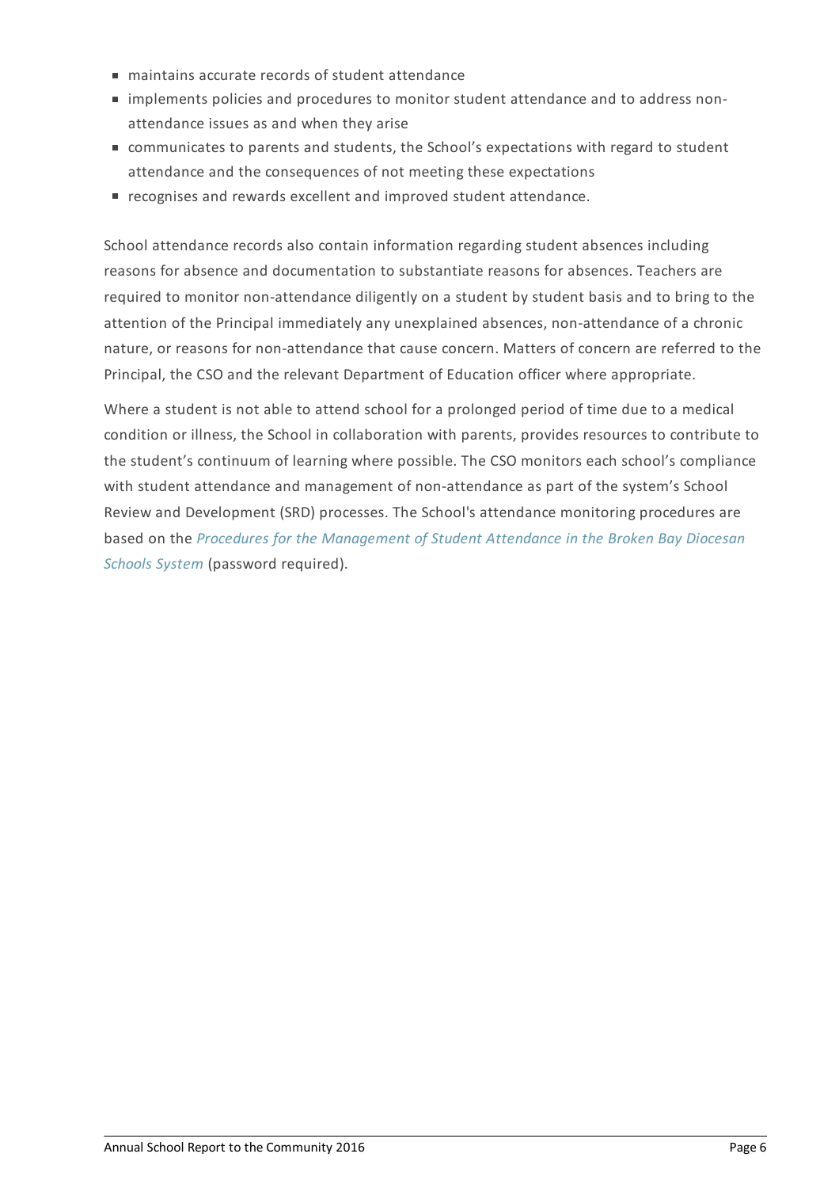- maintains accurate records of student attendance
- implements policies and procedures to monitor student attendance and to address non-attendance issues as and when they arise
- communicates to parents and students, the School's expectations with regard to student attendance and the consequences of not meeting these expectations
- recognises and rewards excellent and improved student attendance.

School attendance records also contain information regarding student absences including reasons for absence and documentation to substantiate reasons for absences. Teachers are required to monitor non-attendance diligently on a student by student basis and to bring to the attention of the Principal immediately any unexplained absences, non-attendance of a chronic nature, or reasons for non-attendance that cause concern. Matters of concern are referred to the Principal, the CSO and the relevant Department of Education officer where appropriate.

Where a student is not able to attend school for a prolonged period of time due to a medical condition or illness, the School in collaboration with parents, provides resources to contribute to the student's continuum of learning where possible. The CSO monitors each school's compliance with student attendance and management of non-attendance as part of the system's School Review and Development (SRD) processes. The School's attendance monitoring procedures are based on the *Procedures for the Management of Student Attendance in the Broken Bay Diocesan Schools System* (password required).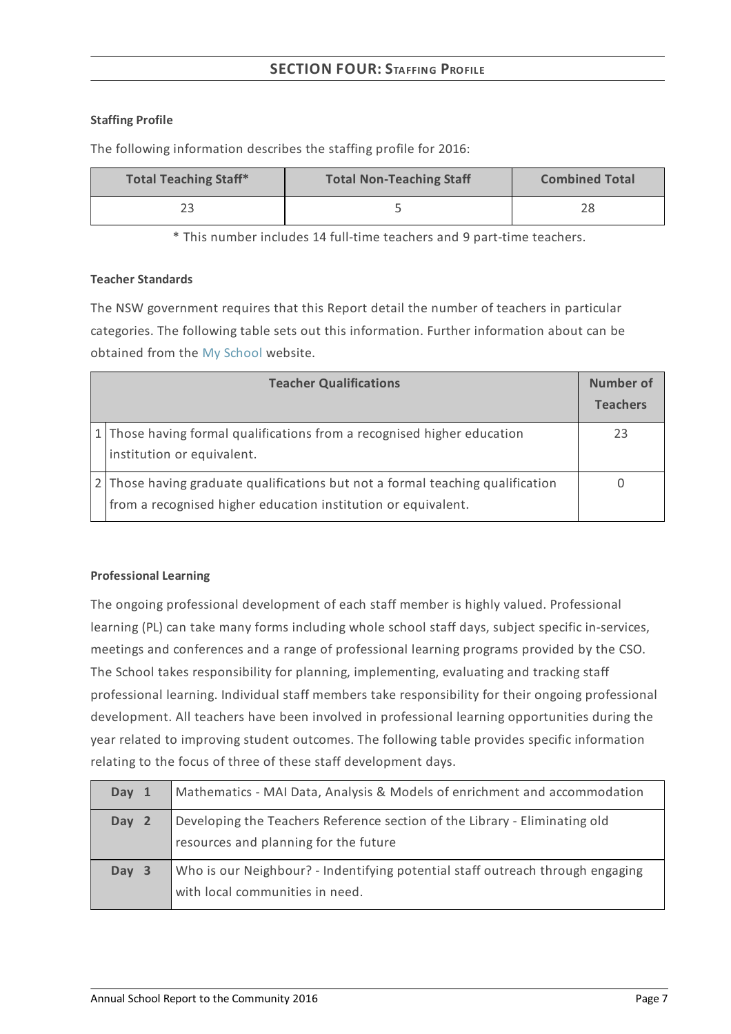## SECTION FOUR: STAFFING PROFILE

**Staffing Profile**

The following information describes the staffing profile for 2016:

| Total Teaching Staff* | Total Non-Teaching Staff | Combined Total |
|---|---|---|
| 23 | 5 | 28 |

\* This number includes 14 full-time teachers and 9 part-time teachers.

**Teacher Standards**

The NSW government requires that this Report detail the number of teachers in particular categories. The following table sets out this information. Further information about can be obtained from the My School website.

| | Teacher Qualifications | Number of Teachers |
|---|---|---|
| 1 | Those having formal qualifications from a recognised higher education institution or equivalent. | 23 |
| 2 | Those having graduate qualifications but not a formal teaching qualification from a recognised higher education institution or equivalent. | 0 |

**Professional Learning**

The ongoing professional development of each staff member is highly valued. Professional learning (PL) can take many forms including whole school staff days, subject specific in-services, meetings and conferences and a range of professional learning programs provided by the CSO. The School takes responsibility for planning, implementing, evaluating and tracking staff professional learning. Individual staff members take responsibility for their ongoing professional development. All teachers have been involved in professional learning opportunities during the year related to improving student outcomes. The following table provides specific information relating to the focus of three of these staff development days.

| | |
|---|---|
| Day 1 | Mathematics - MAI Data, Analysis & Models of enrichment and accommodation |
| Day 2 | Developing the Teachers Reference section of the Library - Eliminating old resources and planning for the future |
| Day 3 | Who is our Neighbour? - Indentifying potential staff outreach through engaging with local communities in need. |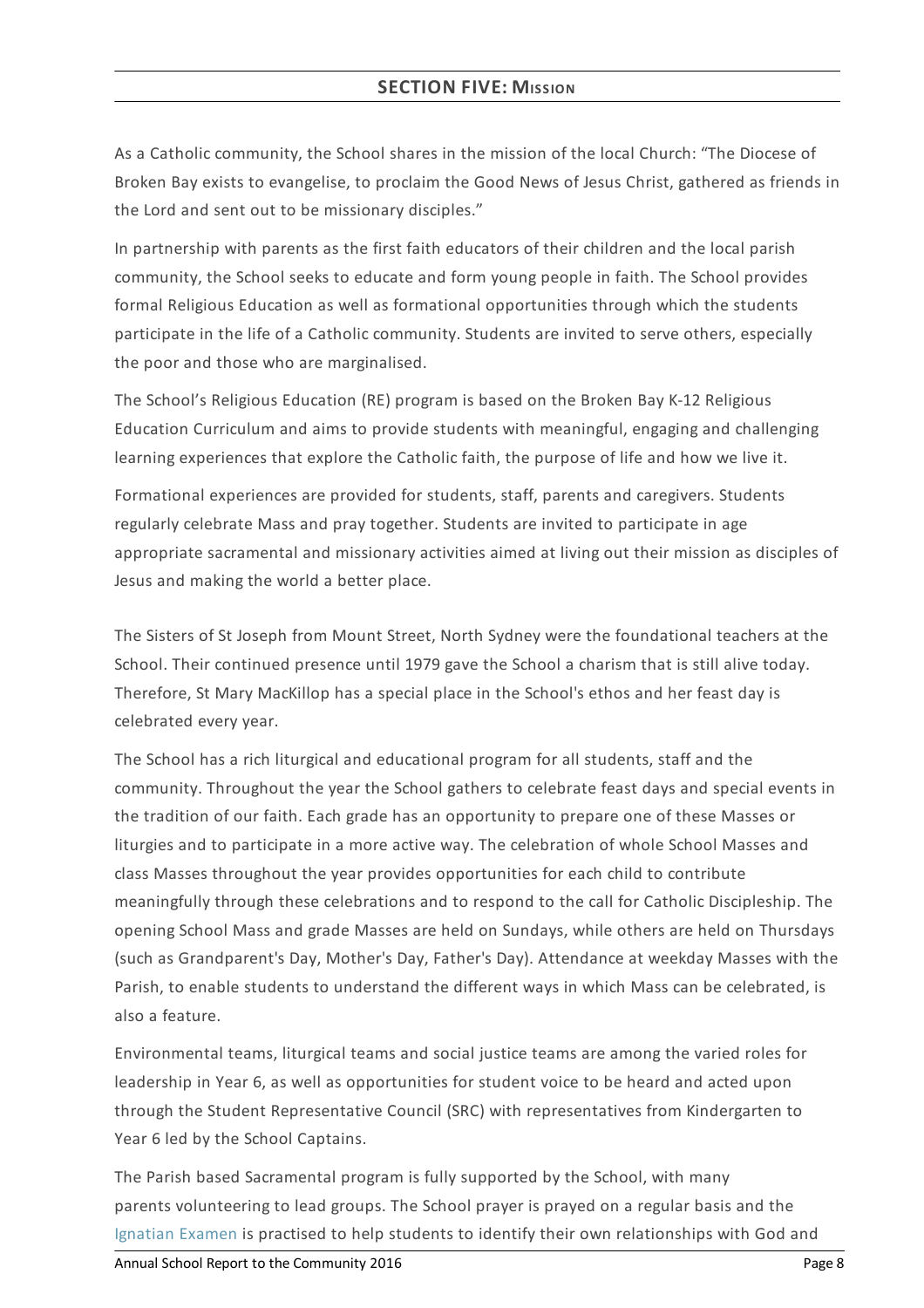## SECTION FIVE: MISSION

As a Catholic community, the School shares in the mission of the local Church: "The Diocese of Broken Bay exists to evangelise, to proclaim the Good News of Jesus Christ, gathered as friends in the Lord and sent out to be missionary disciples."

In partnership with parents as the first faith educators of their children and the local parish community, the School seeks to educate and form young people in faith. The School provides formal Religious Education as well as formational opportunities through which the students participate in the life of a Catholic community. Students are invited to serve others, especially the poor and those who are marginalised.

The School's Religious Education (RE) program is based on the Broken Bay K-12 Religious Education Curriculum and aims to provide students with meaningful, engaging and challenging learning experiences that explore the Catholic faith, the purpose of life and how we live it.

Formational experiences are provided for students, staff, parents and caregivers. Students regularly celebrate Mass and pray together. Students are invited to participate in age appropriate sacramental and missionary activities aimed at living out their mission as disciples of Jesus and making the world a better place.

The Sisters of St Joseph from Mount Street, North Sydney were the foundational teachers at the School. Their continued presence until 1979 gave the School a charism that is still alive today. Therefore, St Mary MacKillop has a special place in the School's ethos and her feast day is celebrated every year.

The School has a rich liturgical and educational program for all students, staff and the community. Throughout the year the School gathers to celebrate feast days and special events in the tradition of our faith. Each grade has an opportunity to prepare one of these Masses or liturgies and to participate in a more active way. The celebration of whole School Masses and class Masses throughout the year provides opportunities for each child to contribute meaningfully through these celebrations and to respond to the call for Catholic Discipleship. The opening School Mass and grade Masses are held on Sundays, while others are held on Thursdays (such as Grandparent's Day, Mother's Day, Father's Day). Attendance at weekday Masses with the Parish, to enable students to understand the different ways in which Mass can be celebrated, is also a feature.

Environmental teams, liturgical teams and social justice teams are among the varied roles for leadership in Year 6, as well as opportunities for student voice to be heard and acted upon through the Student Representative Council (SRC) with representatives from Kindergarten to Year 6 led by the School Captains.

The Parish based Sacramental program is fully supported by the School, with many parents volunteering to lead groups. The School prayer is prayed on a regular basis and the Ignatian Examen is practised to help students to identify their own relationships with God and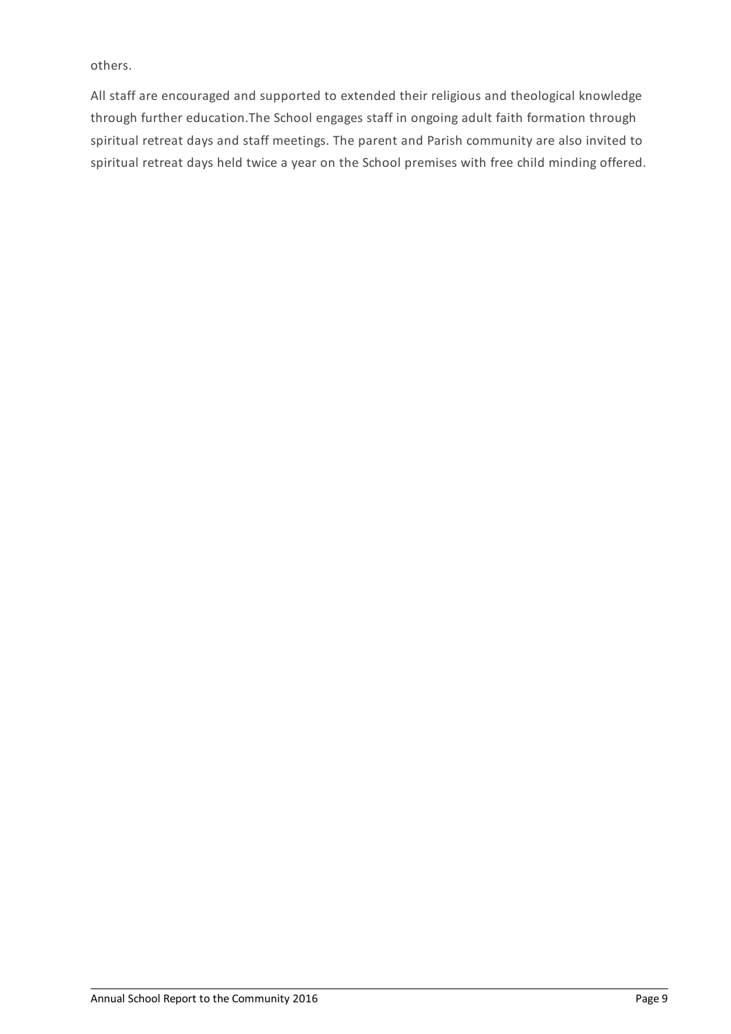others.

All staff are encouraged and supported to extended their religious and theological knowledge through further education.The School engages staff in ongoing adult faith formation through spiritual retreat days and staff meetings. The parent and Parish community are also invited to spiritual retreat days held twice a year on the School premises with free child minding offered.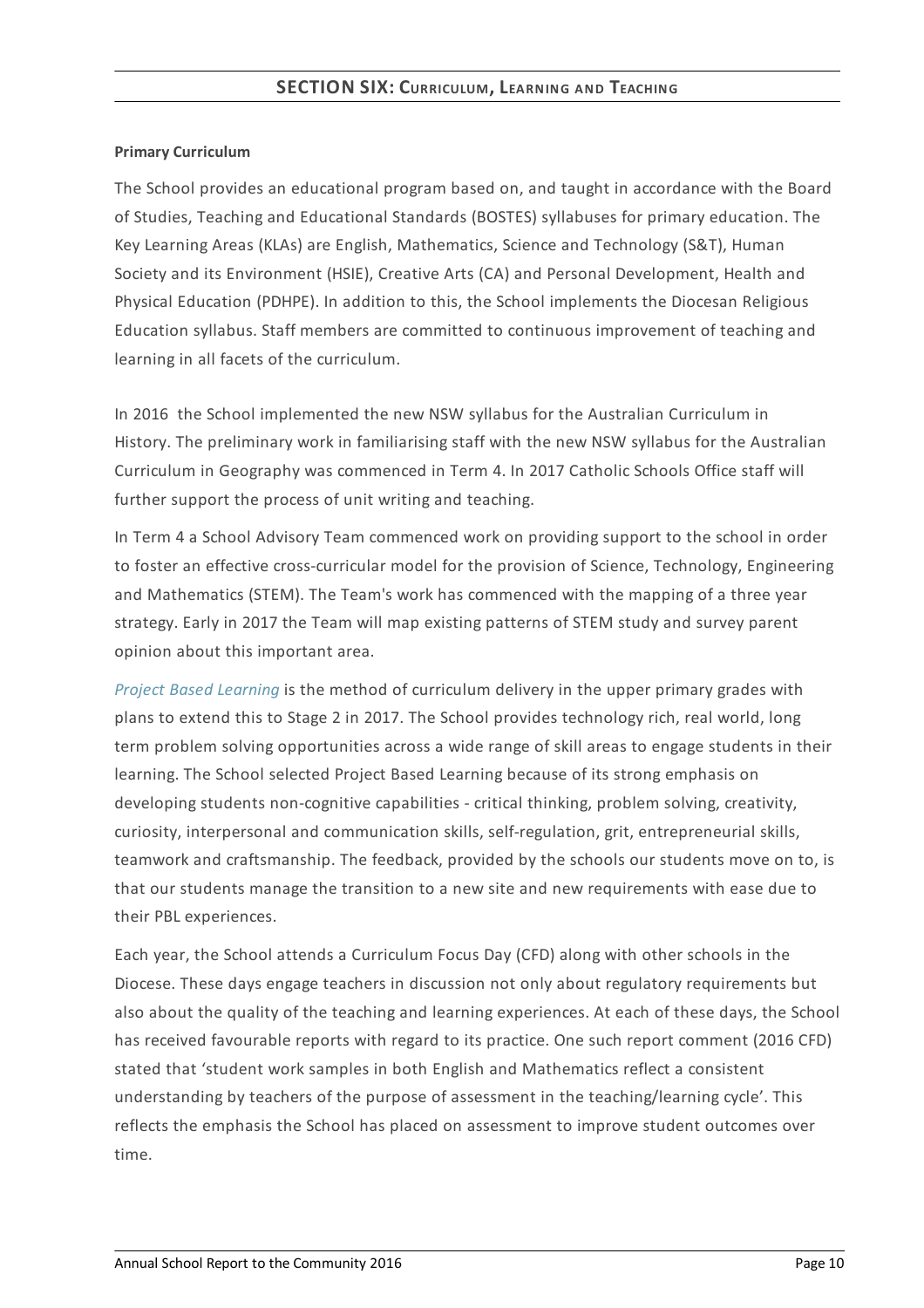## SECTION SIX: CURRICULUM, LEARNING AND TEACHING

**Primary Curriculum**

The School provides an educational program based on, and taught in accordance with the Board of Studies, Teaching and Educational Standards (BOSTES) syllabuses for primary education. The Key Learning Areas (KLAs) are English, Mathematics, Science and Technology (S&T), Human Society and its Environment (HSIE), Creative Arts (CA) and Personal Development, Health and Physical Education (PDHPE). In addition to this, the School implements the Diocesan Religious Education syllabus. Staff members are committed to continuous improvement of teaching and learning in all facets of the curriculum.

In 2016 the School implemented the new NSW syllabus for the Australian Curriculum in History. The preliminary work in familiarising staff with the new NSW syllabus for the Australian Curriculum in Geography was commenced in Term 4. In 2017 Catholic Schools Office staff will further support the process of unit writing and teaching.

In Term 4 a School Advisory Team commenced work on providing support to the school in order to foster an effective cross-curricular model for the provision of Science, Technology, Engineering and Mathematics (STEM). The Team's work has commenced with the mapping of a three year strategy. Early in 2017 the Team will map existing patterns of STEM study and survey parent opinion about this important area.

*Project Based Learning* is the method of curriculum delivery in the upper primary grades with plans to extend this to Stage 2 in 2017. The School provides technology rich, real world, long term problem solving opportunities across a wide range of skill areas to engage students in their learning. The School selected Project Based Learning because of its strong emphasis on developing students non-cognitive capabilities - critical thinking, problem solving, creativity, curiosity, interpersonal and communication skills, self-regulation, grit, entrepreneurial skills, teamwork and craftsmanship. The feedback, provided by the schools our students move on to, is that our students manage the transition to a new site and new requirements with ease due to their PBL experiences.

Each year, the School attends a Curriculum Focus Day (CFD) along with other schools in the Diocese. These days engage teachers in discussion not only about regulatory requirements but also about the quality of the teaching and learning experiences. At each of these days, the School has received favourable reports with regard to its practice. One such report comment (2016 CFD) stated that 'student work samples in both English and Mathematics reflect a consistent understanding by teachers of the purpose of assessment in the teaching/learning cycle'. This reflects the emphasis the School has placed on assessment to improve student outcomes over time.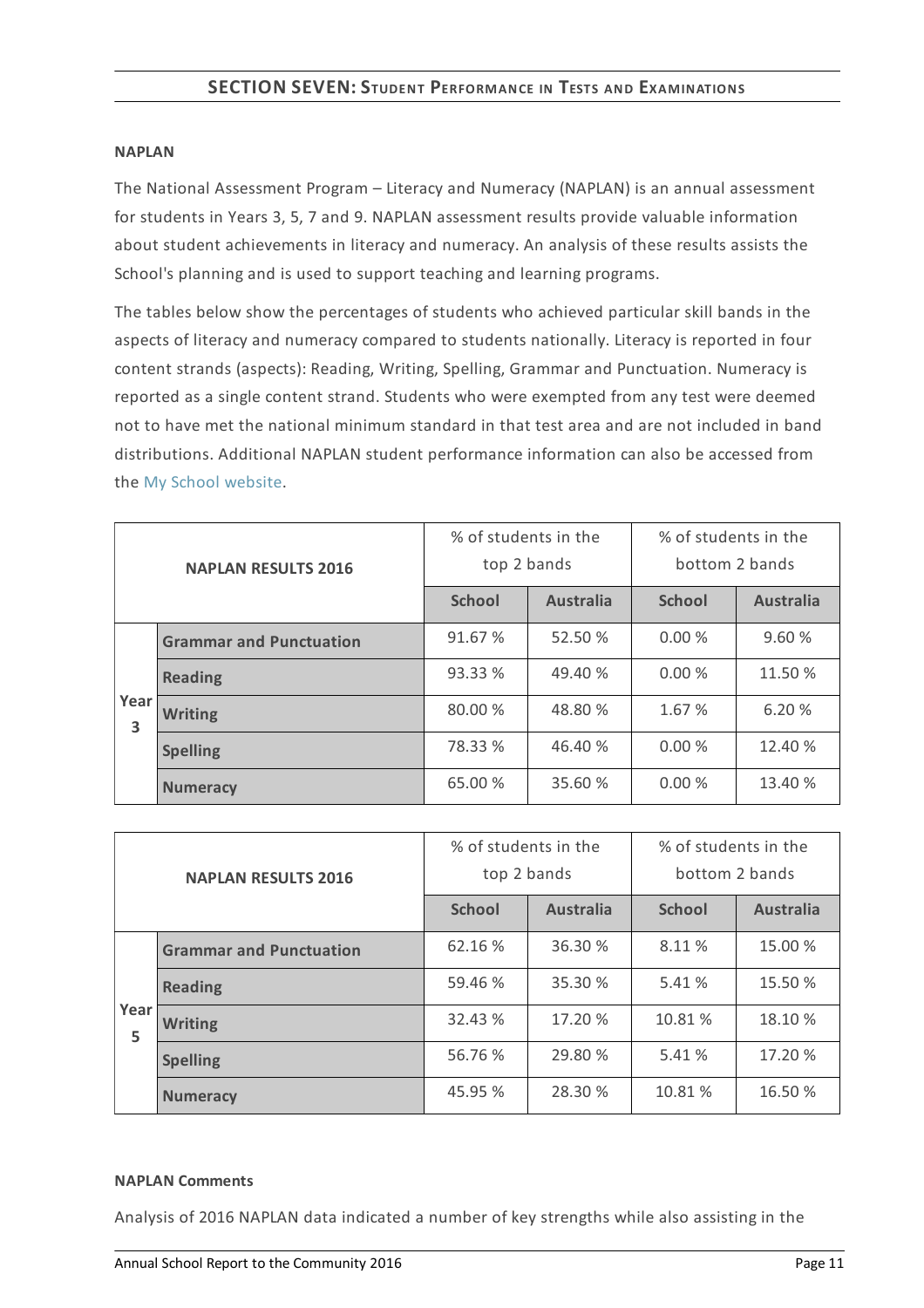## SECTION SEVEN: Student Performance in Tests and Examinations

### NAPLAN

The National Assessment Program – Literacy and Numeracy (NAPLAN) is an annual assessment for students in Years 3, 5, 7 and 9. NAPLAN assessment results provide valuable information about student achievements in literacy and numeracy. An analysis of these results assists the School's planning and is used to support teaching and learning programs.

The tables below show the percentages of students who achieved particular skill bands in the aspects of literacy and numeracy compared to students nationally. Literacy is reported in four content strands (aspects): Reading, Writing, Spelling, Grammar and Punctuation. Numeracy is reported as a single content strand. Students who were exempted from any test were deemed not to have met the national minimum standard in that test area and are not included in band distributions. Additional NAPLAN student performance information can also be accessed from the My School website.

| NAPLAN RESULTS 2016 | | % of students in the top 2 bands | | % of students in the bottom 2 bands | |
|---|---|---|---|---|---|
| | | School | Australia | School | Australia |
| Year 3 | Grammar and Punctuation | 91.67 % | 52.50 % | 0.00 % | 9.60 % |
| | Reading | 93.33 % | 49.40 % | 0.00 % | 11.50 % |
| | Writing | 80.00 % | 48.80 % | 1.67 % | 6.20 % |
| | Spelling | 78.33 % | 46.40 % | 0.00 % | 12.40 % |
| | Numeracy | 65.00 % | 35.60 % | 0.00 % | 13.40 % |

| NAPLAN RESULTS 2016 | | % of students in the top 2 bands | | % of students in the bottom 2 bands | |
|---|---|---|---|---|---|
| | | School | Australia | School | Australia |
| Year 5 | Grammar and Punctuation | 62.16 % | 36.30 % | 8.11 % | 15.00 % |
| | Reading | 59.46 % | 35.30 % | 5.41 % | 15.50 % |
| | Writing | 32.43 % | 17.20 % | 10.81 % | 18.10 % |
| | Spelling | 56.76 % | 29.80 % | 5.41 % | 17.20 % |
| | Numeracy | 45.95 % | 28.30 % | 10.81 % | 16.50 % |

### NAPLAN Comments

Analysis of 2016 NAPLAN data indicated a number of key strengths while also assisting in the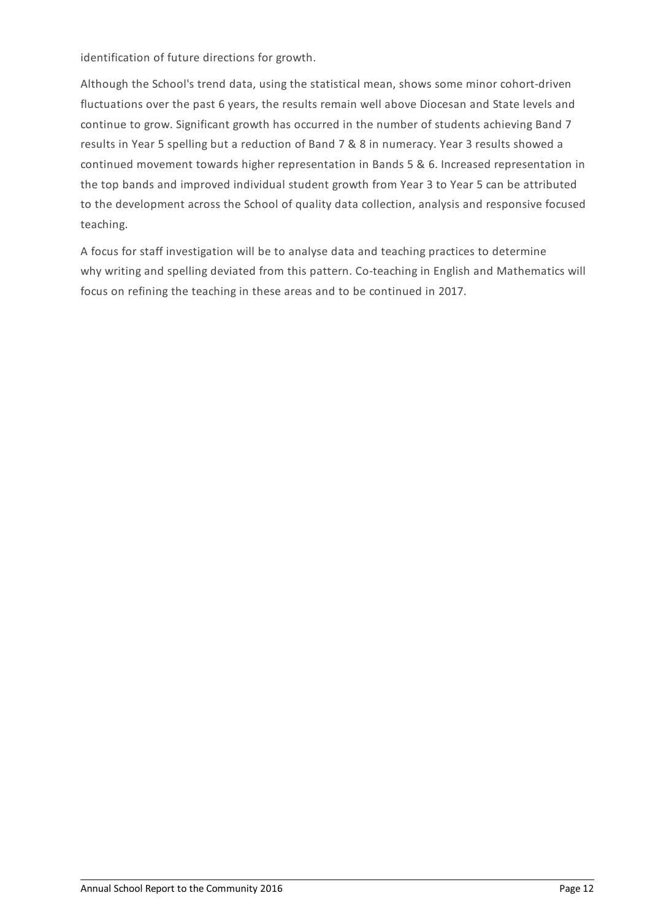identification of future directions for growth.

Although the School's trend data, using the statistical mean, shows some minor cohort-driven fluctuations over the past 6 years, the results remain well above Diocesan and State levels and continue to grow. Significant growth has occurred in the number of students achieving Band 7 results in Year 5 spelling but a reduction of Band 7 & 8 in numeracy. Year 3 results showed a continued movement towards higher representation in Bands 5 & 6. Increased representation in the top bands and improved individual student growth from Year 3 to Year 5 can be attributed to the development across the School of quality data collection, analysis and responsive focused teaching.

A focus for staff investigation will be to analyse data and teaching practices to determine why writing and spelling deviated from this pattern. Co-teaching in English and Mathematics will focus on refining the teaching in these areas and to be continued in 2017.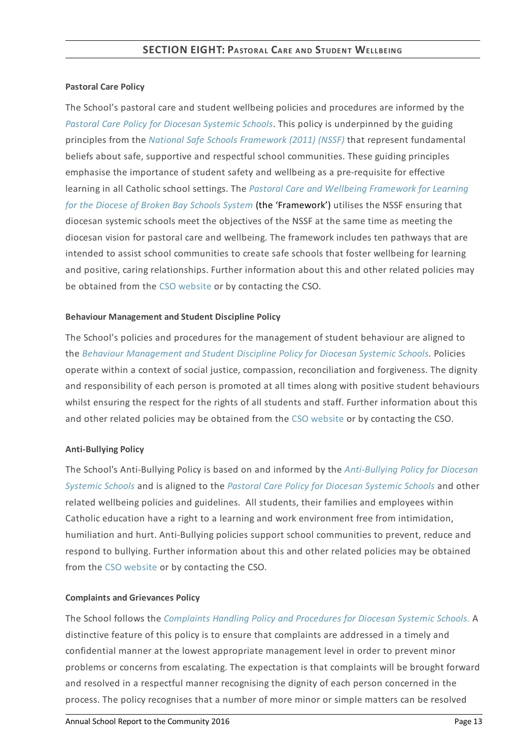## SECTION EIGHT: Pastoral Care and Student Wellbeing

### Pastoral Care Policy

The School's pastoral care and student wellbeing policies and procedures are informed by the *Pastoral Care Policy for Diocesan Systemic Schools*. This policy is underpinned by the guiding principles from the *National Safe Schools Framework (2011) (NSSF)* that represent fundamental beliefs about safe, supportive and respectful school communities. These guiding principles emphasise the importance of student safety and wellbeing as a pre-requisite for effective learning in all Catholic school settings. The *Pastoral Care and Wellbeing Framework for Learning for the Diocese of Broken Bay Schools System* (the 'Framework') utilises the NSSF ensuring that diocesan systemic schools meet the objectives of the NSSF at the same time as meeting the diocesan vision for pastoral care and wellbeing. The framework includes ten pathways that are intended to assist school communities to create safe schools that foster wellbeing for learning and positive, caring relationships. Further information about this and other related policies may be obtained from the CSO website or by contacting the CSO.

### Behaviour Management and Student Discipline Policy

The School's policies and procedures for the management of student behaviour are aligned to the *Behaviour Management and Student Discipline Policy for Diocesan Systemic Schools.* Policies operate within a context of social justice, compassion, reconciliation and forgiveness. The dignity and responsibility of each person is promoted at all times along with positive student behaviours whilst ensuring the respect for the rights of all students and staff. Further information about this and other related policies may be obtained from the CSO website or by contacting the CSO.

### Anti-Bullying Policy

The School's Anti-Bullying Policy is based on and informed by the *Anti-Bullying Policy for Diocesan Systemic Schools* and is aligned to the *Pastoral Care Policy for Diocesan Systemic Schools* and other related wellbeing policies and guidelines. All students, their families and employees within Catholic education have a right to a learning and work environment free from intimidation, humiliation and hurt. Anti-Bullying policies support school communities to prevent, reduce and respond to bullying. Further information about this and other related policies may be obtained from the CSO website or by contacting the CSO.

### Complaints and Grievances Policy

The School follows the *Complaints Handling Policy and Procedures for Diocesan Systemic Schools.* A distinctive feature of this policy is to ensure that complaints are addressed in a timely and confidential manner at the lowest appropriate management level in order to prevent minor problems or concerns from escalating. The expectation is that complaints will be brought forward and resolved in a respectful manner recognising the dignity of each person concerned in the process. The policy recognises that a number of more minor or simple matters can be resolved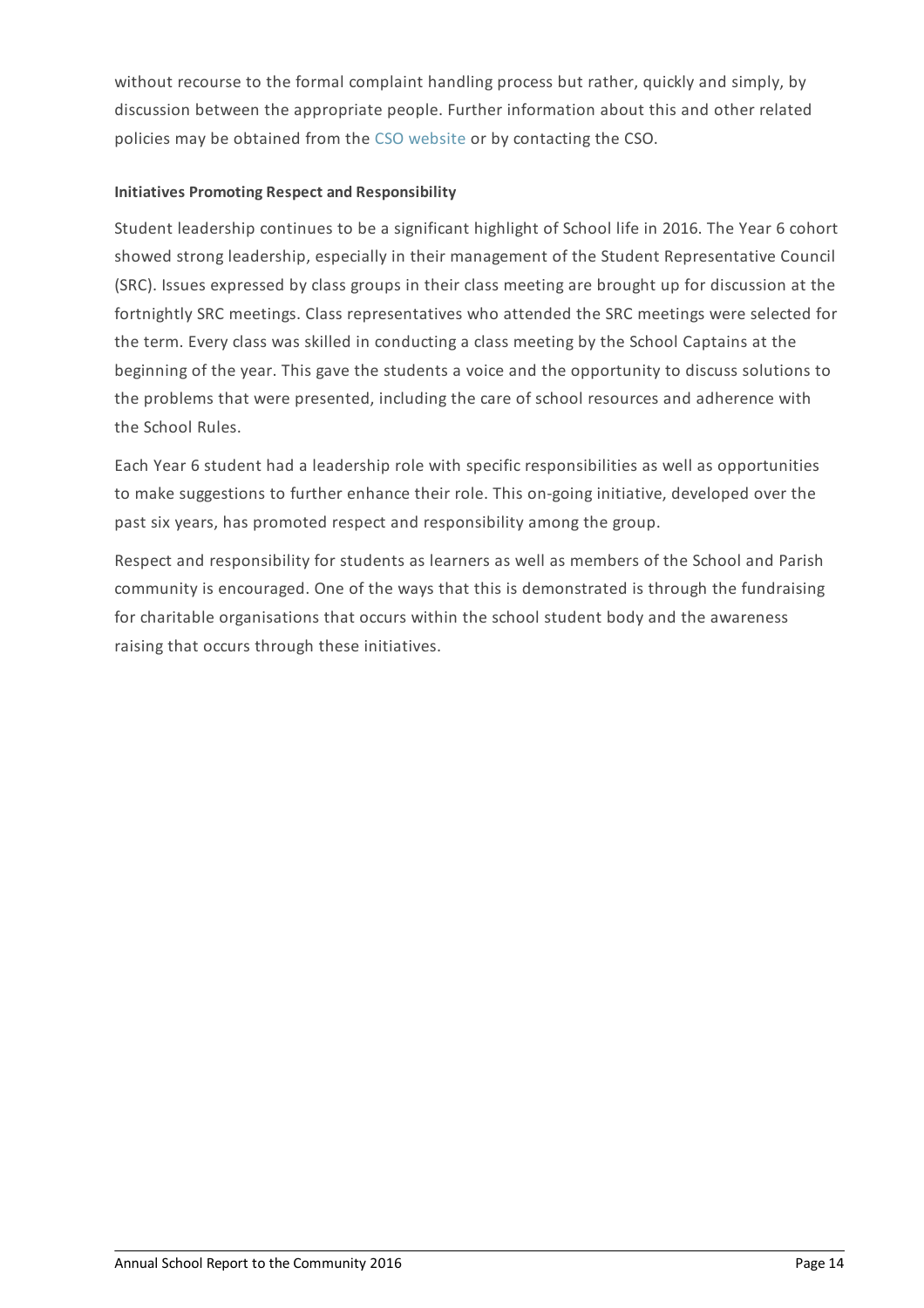without recourse to the formal complaint handling process but rather, quickly and simply, by discussion between the appropriate people. Further information about this and other related policies may be obtained from the CSO website or by contacting the CSO.

**Initiatives Promoting Respect and Responsibility**

Student leadership continues to be a significant highlight of School life in 2016. The Year 6 cohort showed strong leadership, especially in their management of the Student Representative Council (SRC). Issues expressed by class groups in their class meeting are brought up for discussion at the fortnightly SRC meetings. Class representatives who attended the SRC meetings were selected for the term. Every class was skilled in conducting a class meeting by the School Captains at the beginning of the year. This gave the students a voice and the opportunity to discuss solutions to the problems that were presented, including the care of school resources and adherence with the School Rules.

Each Year 6 student had a leadership role with specific responsibilities as well as opportunities to make suggestions to further enhance their role. This on-going initiative, developed over the past six years, has promoted respect and responsibility among the group.

Respect and responsibility for students as learners as well as members of the School and Parish community is encouraged. One of the ways that this is demonstrated is through the fundraising for charitable organisations that occurs within the school student body and the awareness raising that occurs through these initiatives.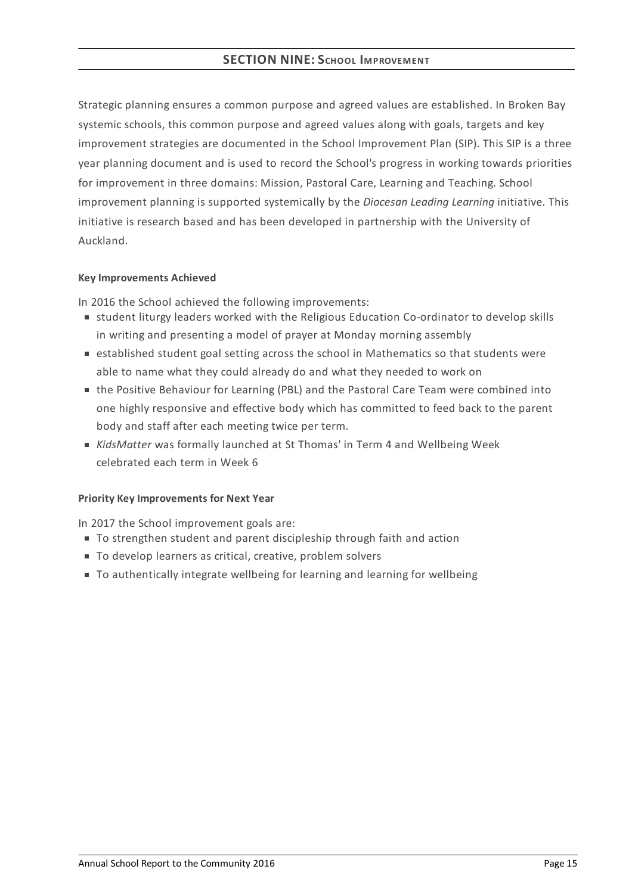## SECTION NINE: School Improvement

Strategic planning ensures a common purpose and agreed values are established. In Broken Bay systemic schools, this common purpose and agreed values along with goals, targets and key improvement strategies are documented in the School Improvement Plan (SIP). This SIP is a three year planning document and is used to record the School's progress in working towards priorities for improvement in three domains: Mission, Pastoral Care, Learning and Teaching. School improvement planning is supported systemically by the *Diocesan Leading Learning* initiative. This initiative is research based and has been developed in partnership with the University of Auckland.

**Key Improvements Achieved**

In 2016 the School achieved the following improvements:

- student liturgy leaders worked with the Religious Education Co-ordinator to develop skills in writing and presenting a model of prayer at Monday morning assembly
- established student goal setting across the school in Mathematics so that students were able to name what they could already do and what they needed to work on
- the Positive Behaviour for Learning (PBL) and the Pastoral Care Team were combined into one highly responsive and effective body which has committed to feed back to the parent body and staff after each meeting twice per term.
- *KidsMatter* was formally launched at St Thomas' in Term 4 and Wellbeing Week celebrated each term in Week 6

**Priority Key Improvements for Next Year**

In 2017 the School improvement goals are:

- To strengthen student and parent discipleship through faith and action
- To develop learners as critical, creative, problem solvers
- To authentically integrate wellbeing for learning and learning for wellbeing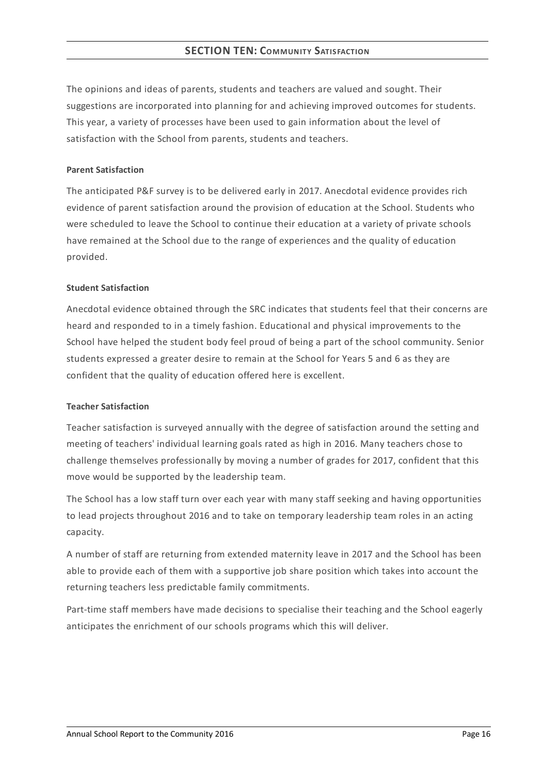## SECTION TEN: COMMUNITY SATISFACTION

The opinions and ideas of parents, students and teachers are valued and sought. Their suggestions are incorporated into planning for and achieving improved outcomes for students. This year, a variety of processes have been used to gain information about the level of satisfaction with the School from parents, students and teachers.

**Parent Satisfaction**

The anticipated P&F survey is to be delivered early in 2017. Anecdotal evidence provides rich evidence of parent satisfaction around the provision of education at the School. Students who were scheduled to leave the School to continue their education at a variety of private schools have remained at the School due to the range of experiences and the quality of education provided.

**Student Satisfaction**

Anecdotal evidence obtained through the SRC indicates that students feel that their concerns are heard and responded to in a timely fashion. Educational and physical improvements to the School have helped the student body feel proud of being a part of the school community. Senior students expressed a greater desire to remain at the School for Years 5 and 6 as they are confident that the quality of education offered here is excellent.

**Teacher Satisfaction**

Teacher satisfaction is surveyed annually with the degree of satisfaction around the setting and meeting of teachers' individual learning goals rated as high in 2016. Many teachers chose to challenge themselves professionally by moving a number of grades for 2017, confident that this move would be supported by the leadership team.

The School has a low staff turn over each year with many staff seeking and having opportunities to lead projects throughout 2016 and to take on temporary leadership team roles in an acting capacity.

A number of staff are returning from extended maternity leave in 2017 and the School has been able to provide each of them with a supportive job share position which takes into account the returning teachers less predictable family commitments.

Part-time staff members have made decisions to specialise their teaching and the School eagerly anticipates the enrichment of our schools programs which this will deliver.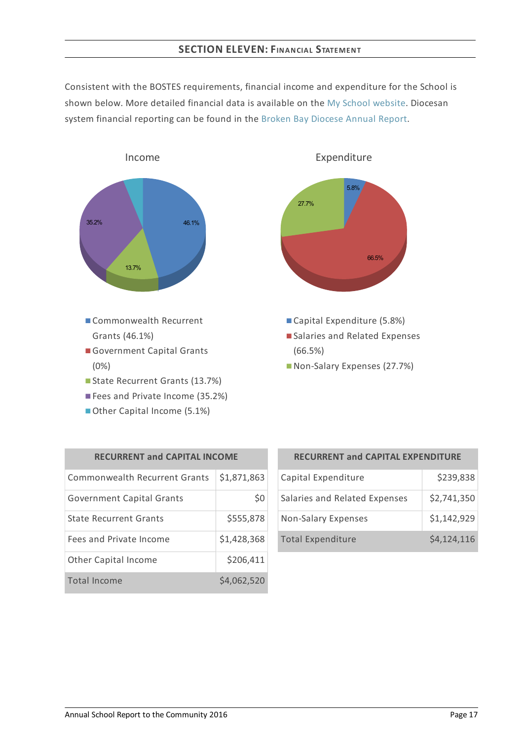## SECTION ELEVEN: Financial Statement

Consistent with the BOSTES requirements, financial income and expenditure for the School is shown below. More detailed financial data is available on the My School website. Diocesan system financial reporting can be found in the Broken Bay Diocese Annual Report.

Income

46.1%
13.7%
35.2%

- Commonwealth Recurrent Grants (46.1%)
- Government Capital Grants (0%)
- State Recurrent Grants (13.7%)
- Fees and Private Income (35.2%)
- Other Capital Income (5.1%)

Expenditure

5.8%
66.5%
27.7%

- Capital Expenditure (5.8%)
- Salaries and Related Expenses (66.5%)
- Non-Salary Expenses (27.7%)

| RECURRENT and CAPITAL INCOME | |
| --- | --- |
| Commonwealth Recurrent Grants | $1,871,863 |
| Government Capital Grants | $0 |
| State Recurrent Grants | $555,878 |
| Fees and Private Income | $1,428,368 |
| Other Capital Income | $206,411 |
| Total Income | $4,062,520 |

| RECURRENT and CAPITAL EXPENDITURE | |
| --- | --- |
| Capital Expenditure | $239,838 |
| Salaries and Related Expenses | $2,741,350 |
| Non-Salary Expenses | $1,142,929 |
| Total Expenditure | $4,124,116 |